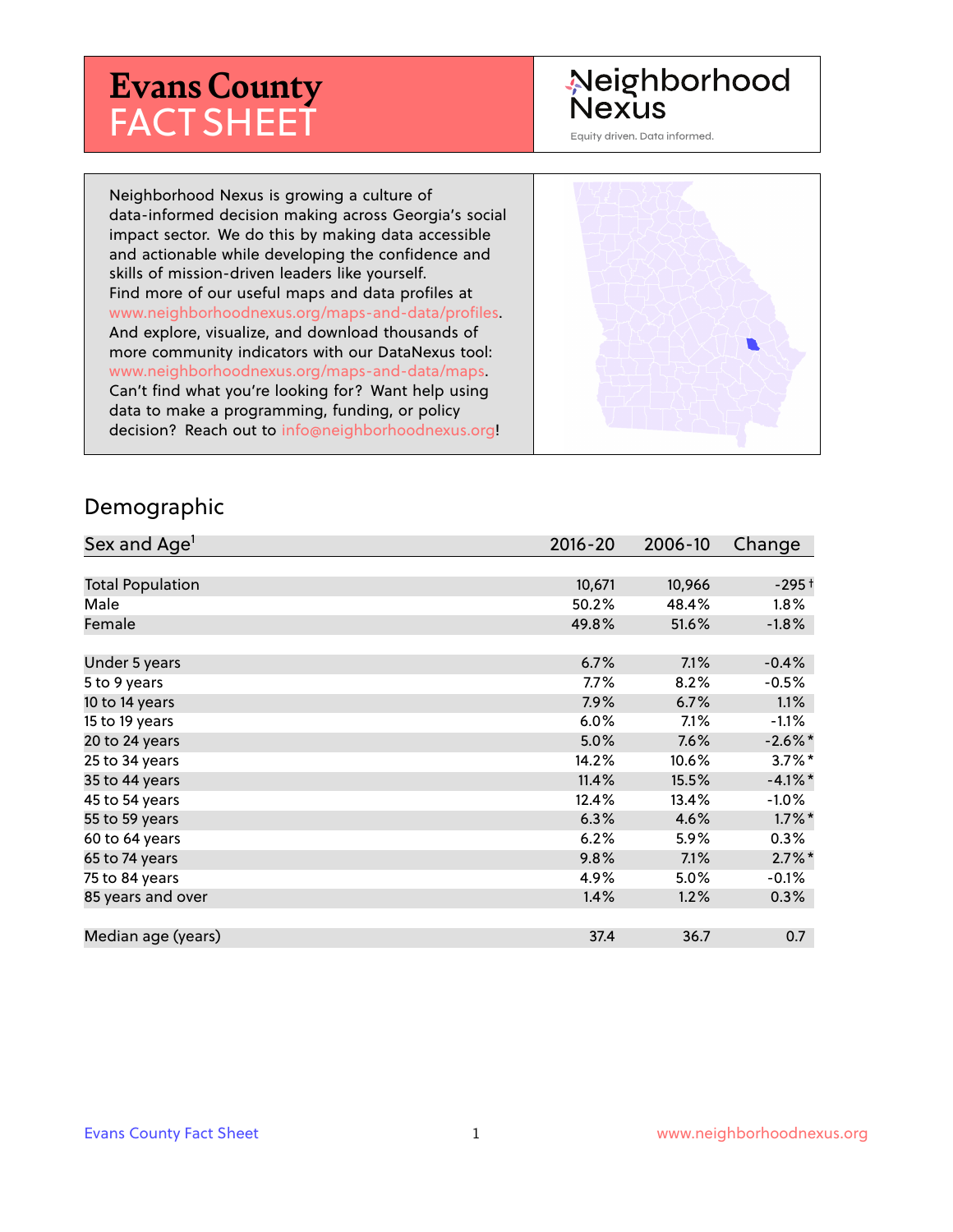# Evans County FACT SHEET

Neighborhood Nexus

Equity driven. Data informed.

Neighborhood Nexus is growing a culture of data-informed decision making across Georgia's social impact sector. We do this by making data accessible and actionable while developing the confidence and skills of mission-driven leaders like yourself. Find more of our useful maps and data profiles at www.neighborhoodnexus.org/maps-and-data/profiles. And explore, visualize, and download thousands of more community indicators with our DataNexus tool: www.neighborhoodnexus.org/maps-and-data/maps. Can't find what you're looking for? Want help using data to make a programming, funding, or policy decision? Reach out to info@neighborhoodnexus.org!

## Demographic

| Sex and Age[1] | 2016-20 | 2006-10 | Change |
|---|---|---|---|
| Total Population | 10,671 | 10,966 | -295† |
| Male | 50.2% | 48.4% | 1.8% |
| Female | 49.8% | 51.6% | -1.8% |
| Under 5 years | 6.7% | 7.1% | -0.4% |
| 5 to 9 years | 7.7% | 8.2% | -0.5% |
| 10 to 14 years | 7.9% | 6.7% | 1.1% |
| 15 to 19 years | 6.0% | 7.1% | -1.1% |
| 20 to 24 years | 5.0% | 7.6% | -2.6%* |
| 25 to 34 years | 14.2% | 10.6% | 3.7%* |
| 35 to 44 years | 11.4% | 15.5% | -4.1%* |
| 45 to 54 years | 12.4% | 13.4% | -1.0% |
| 55 to 59 years | 6.3% | 4.6% | 1.7%* |
| 60 to 64 years | 6.2% | 5.9% | 0.3% |
| 65 to 74 years | 9.8% | 7.1% | 2.7%* |
| 75 to 84 years | 4.9% | 5.0% | -0.1% |
| 85 years and over | 1.4% | 1.2% | 0.3% |
| Median age (years) | 37.4 | 36.7 | 0.7 |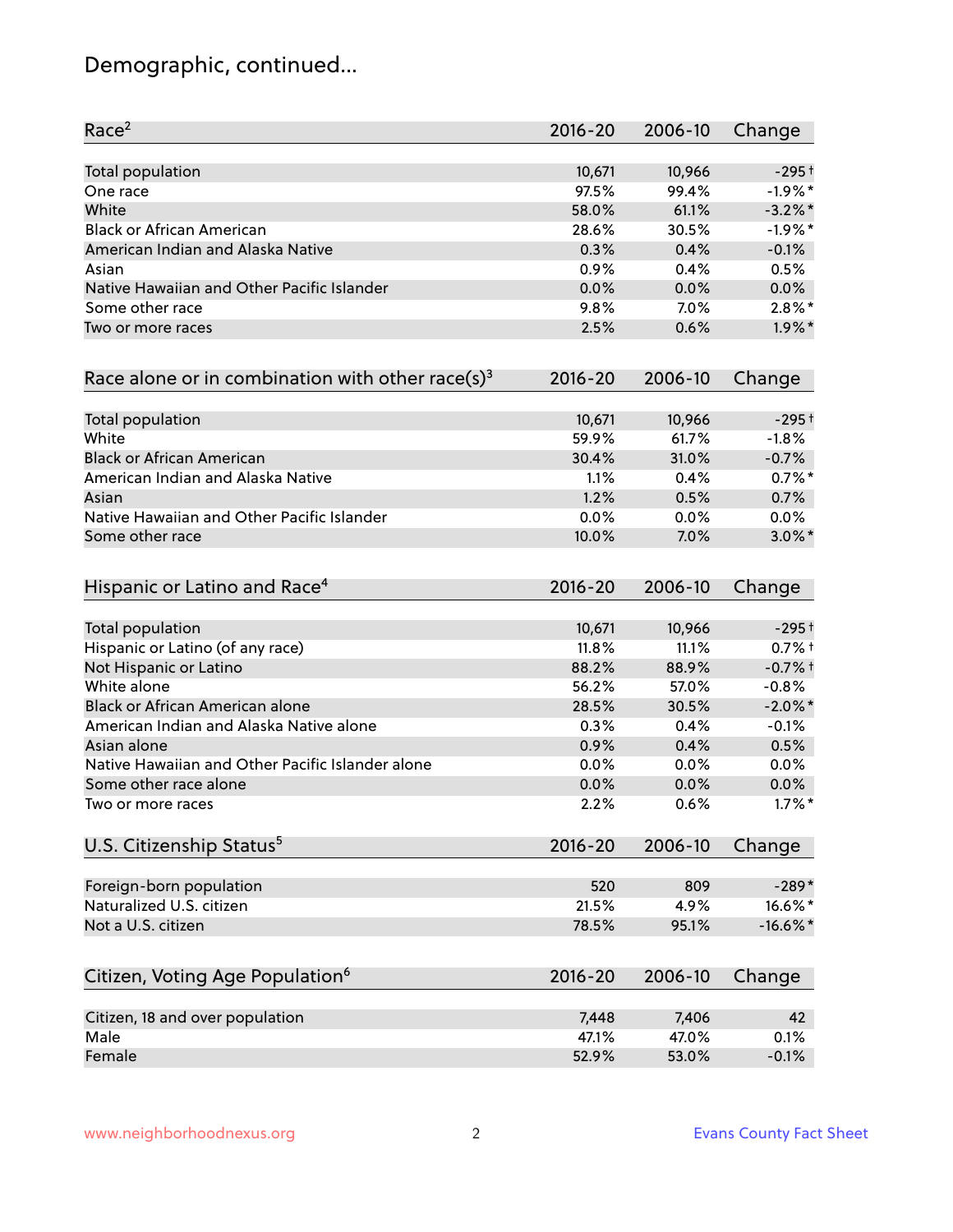# Demographic, continued...

| Race[2] | 2016-20 | 2006-10 | Change |
|---|---|---|---|
| Total population | 10,671 | 10,966 | -295† |
| One race | 97.5% | 99.4% | -1.9%* |
| White | 58.0% | 61.1% | -3.2%* |
| Black or African American | 28.6% | 30.5% | -1.9%* |
| American Indian and Alaska Native | 0.3% | 0.4% | -0.1% |
| Asian | 0.9% | 0.4% | 0.5% |
| Native Hawaiian and Other Pacific Islander | 0.0% | 0.0% | 0.0% |
| Some other race | 9.8% | 7.0% | 2.8%* |
| Two or more races | 2.5% | 0.6% | 1.9%* |

| Race alone or in combination with other race(s)[3] | 2016-20 | 2006-10 | Change |
|---|---|---|---|
| Total population | 10,671 | 10,966 | -295† |
| White | 59.9% | 61.7% | -1.8% |
| Black or African American | 30.4% | 31.0% | -0.7% |
| American Indian and Alaska Native | 1.1% | 0.4% | 0.7%* |
| Asian | 1.2% | 0.5% | 0.7% |
| Native Hawaiian and Other Pacific Islander | 0.0% | 0.0% | 0.0% |
| Some other race | 10.0% | 7.0% | 3.0%* |

| Hispanic or Latino and Race[4] | 2016-20 | 2006-10 | Change |
|---|---|---|---|
| Total population | 10,671 | 10,966 | -295† |
| Hispanic or Latino (of any race) | 11.8% | 11.1% | 0.7%† |
| Not Hispanic or Latino | 88.2% | 88.9% | -0.7%† |
| White alone | 56.2% | 57.0% | -0.8% |
| Black or African American alone | 28.5% | 30.5% | -2.0%* |
| American Indian and Alaska Native alone | 0.3% | 0.4% | -0.1% |
| Asian alone | 0.9% | 0.4% | 0.5% |
| Native Hawaiian and Other Pacific Islander alone | 0.0% | 0.0% | 0.0% |
| Some other race alone | 0.0% | 0.0% | 0.0% |
| Two or more races | 2.2% | 0.6% | 1.7%* |

| U.S. Citizenship Status[5] | 2016-20 | 2006-10 | Change |
|---|---|---|---|
| Foreign-born population | 520 | 809 | -289* |
| Naturalized U.S. citizen | 21.5% | 4.9% | 16.6%* |
| Not a U.S. citizen | 78.5% | 95.1% | -16.6%* |

| Citizen, Voting Age Population[6] | 2016-20 | 2006-10 | Change |
|---|---|---|---|
| Citizen, 18 and over population | 7,448 | 7,406 | 42 |
| Male | 47.1% | 47.0% | 0.1% |
| Female | 52.9% | 53.0% | -0.1% |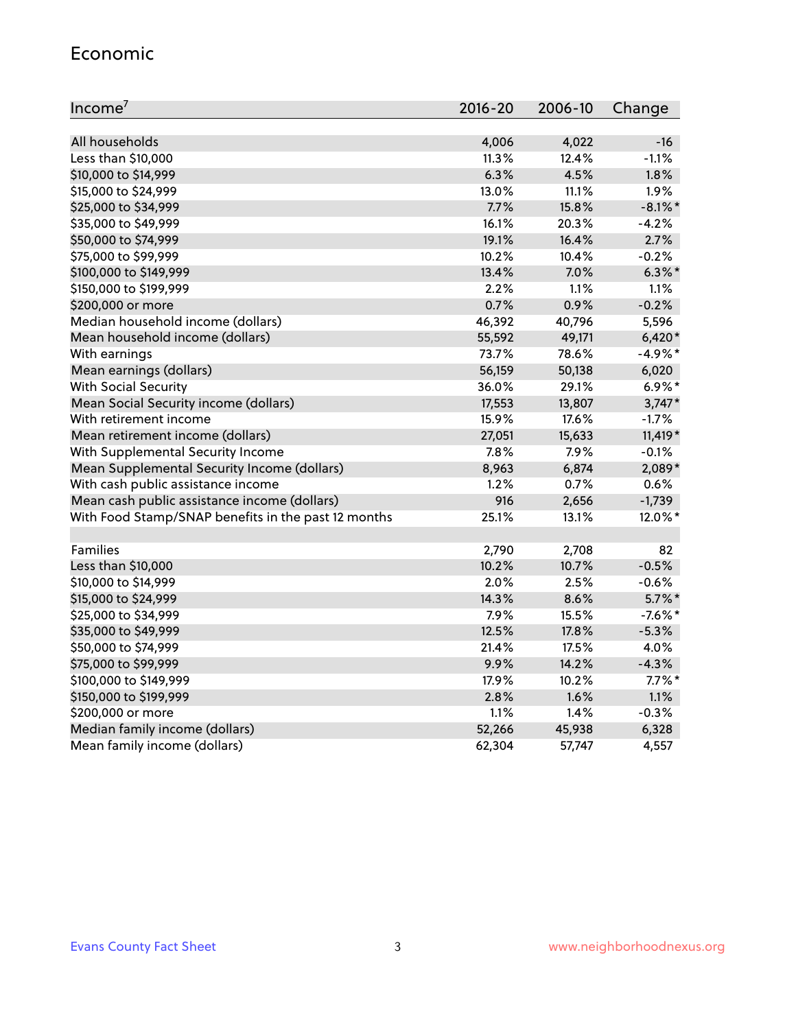## Economic

| Income[7] | 2016-20 | 2006-10 | Change |
|---|---|---|---|
| All households | 4,006 | 4,022 | -16 |
| Less than $10,000 | 11.3% | 12.4% | -1.1% |
| $10,000 to $14,999 | 6.3% | 4.5% | 1.8% |
| $15,000 to $24,999 | 13.0% | 11.1% | 1.9% |
| $25,000 to $34,999 | 7.7% | 15.8% | -8.1%* |
| $35,000 to $49,999 | 16.1% | 20.3% | -4.2% |
| $50,000 to $74,999 | 19.1% | 16.4% | 2.7% |
| $75,000 to $99,999 | 10.2% | 10.4% | -0.2% |
| $100,000 to $149,999 | 13.4% | 7.0% | 6.3%* |
| $150,000 to $199,999 | 2.2% | 1.1% | 1.1% |
| $200,000 or more | 0.7% | 0.9% | -0.2% |
| Median household income (dollars) | 46,392 | 40,796 | 5,596 |
| Mean household income (dollars) | 55,592 | 49,171 | 6,420* |
| With earnings | 73.7% | 78.6% | -4.9%* |
| Mean earnings (dollars) | 56,159 | 50,138 | 6,020 |
| With Social Security | 36.0% | 29.1% | 6.9%* |
| Mean Social Security income (dollars) | 17,553 | 13,807 | 3,747* |
| With retirement income | 15.9% | 17.6% | -1.7% |
| Mean retirement income (dollars) | 27,051 | 15,633 | 11,419* |
| With Supplemental Security Income | 7.8% | 7.9% | -0.1% |
| Mean Supplemental Security Income (dollars) | 8,963 | 6,874 | 2,089* |
| With cash public assistance income | 1.2% | 0.7% | 0.6% |
| Mean cash public assistance income (dollars) | 916 | 2,656 | -1,739 |
| With Food Stamp/SNAP benefits in the past 12 months | 25.1% | 13.1% | 12.0%* |
| | | | |
| Families | 2,790 | 2,708 | 82 |
| Less than $10,000 | 10.2% | 10.7% | -0.5% |
| $10,000 to $14,999 | 2.0% | 2.5% | -0.6% |
| $15,000 to $24,999 | 14.3% | 8.6% | 5.7%* |
| $25,000 to $34,999 | 7.9% | 15.5% | -7.6%* |
| $35,000 to $49,999 | 12.5% | 17.8% | -5.3% |
| $50,000 to $74,999 | 21.4% | 17.5% | 4.0% |
| $75,000 to $99,999 | 9.9% | 14.2% | -4.3% |
| $100,000 to $149,999 | 17.9% | 10.2% | 7.7%* |
| $150,000 to $199,999 | 2.8% | 1.6% | 1.1% |
| $200,000 or more | 1.1% | 1.4% | -0.3% |
| Median family income (dollars) | 52,266 | 45,938 | 6,328 |
| Mean family income (dollars) | 62,304 | 57,747 | 4,557 |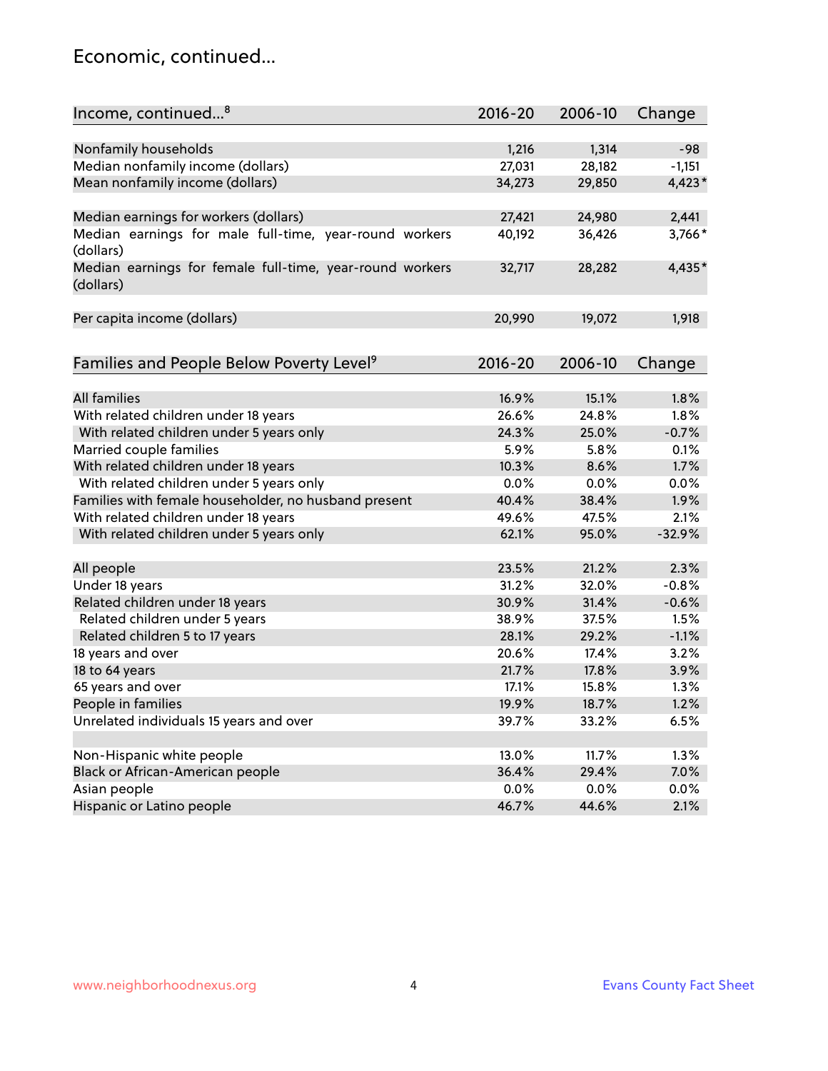## Economic, continued...

| Income, continued...[8] | 2016-20 | 2006-10 | Change |
|---|---|---|---|
| Nonfamily households | 1,216 | 1,314 | -98 |
| Median nonfamily income (dollars) | 27,031 | 28,182 | -1,151 |
| Mean nonfamily income (dollars) | 34,273 | 29,850 | 4,423* |
| Median earnings for workers (dollars) | 27,421 | 24,980 | 2,441 |
| Median earnings for male full-time, year-round workers (dollars) | 40,192 | 36,426 | 3,766* |
| Median earnings for female full-time, year-round workers (dollars) | 32,717 | 28,282 | 4,435* |
| Per capita income (dollars) | 20,990 | 19,072 | 1,918 |

| Families and People Below Poverty Level[9] | 2016-20 | 2006-10 | Change |
|---|---|---|---|
| All families | 16.9% | 15.1% | 1.8% |
| With related children under 18 years | 26.6% | 24.8% | 1.8% |
| With related children under 5 years only | 24.3% | 25.0% | -0.7% |
| Married couple families | 5.9% | 5.8% | 0.1% |
| With related children under 18 years | 10.3% | 8.6% | 1.7% |
| With related children under 5 years only | 0.0% | 0.0% | 0.0% |
| Families with female householder, no husband present | 40.4% | 38.4% | 1.9% |
| With related children under 18 years | 49.6% | 47.5% | 2.1% |
| With related children under 5 years only | 62.1% | 95.0% | -32.9% |
| All people | 23.5% | 21.2% | 2.3% |
| Under 18 years | 31.2% | 32.0% | -0.8% |
| Related children under 18 years | 30.9% | 31.4% | -0.6% |
| Related children under 5 years | 38.9% | 37.5% | 1.5% |
| Related children 5 to 17 years | 28.1% | 29.2% | -1.1% |
| 18 years and over | 20.6% | 17.4% | 3.2% |
| 18 to 64 years | 21.7% | 17.8% | 3.9% |
| 65 years and over | 17.1% | 15.8% | 1.3% |
| People in families | 19.9% | 18.7% | 1.2% |
| Unrelated individuals 15 years and over | 39.7% | 33.2% | 6.5% |
| Non-Hispanic white people | 13.0% | 11.7% | 1.3% |
| Black or African-American people | 36.4% | 29.4% | 7.0% |
| Asian people | 0.0% | 0.0% | 0.0% |
| Hispanic or Latino people | 46.7% | 44.6% | 2.1% |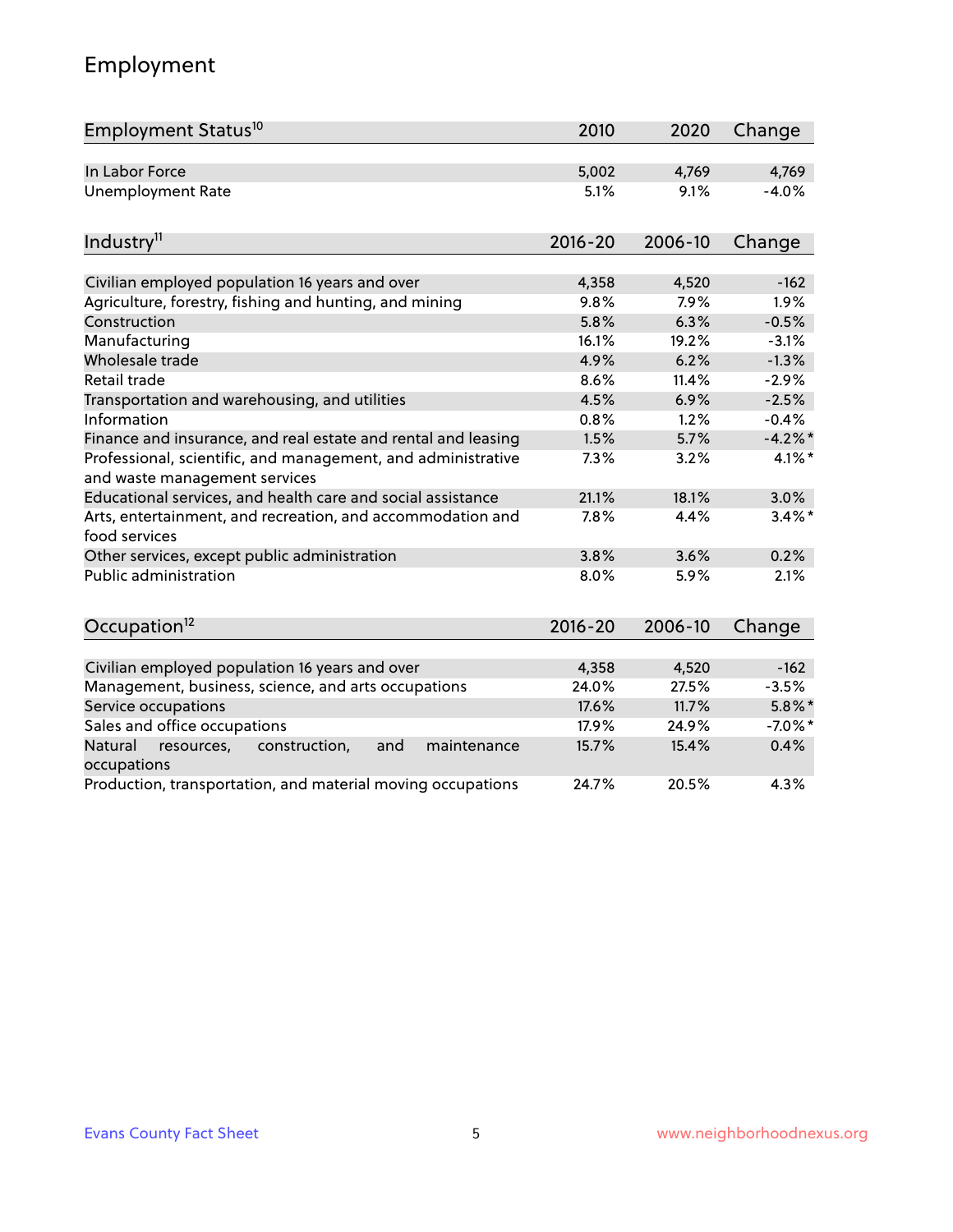## Employment

| Employment Status[10] | 2010 | 2020 | Change |
|---|---|---|---|
| In Labor Force | 5,002 | 4,769 | 4,769 |
| Unemployment Rate | 5.1% | 9.1% | -4.0% |

| Industry[11] | 2016-20 | 2006-10 | Change |
|---|---|---|---|
| Civilian employed population 16 years and over | 4,358 | 4,520 | -162 |
| Agriculture, forestry, fishing and hunting, and mining | 9.8% | 7.9% | 1.9% |
| Construction | 5.8% | 6.3% | -0.5% |
| Manufacturing | 16.1% | 19.2% | -3.1% |
| Wholesale trade | 4.9% | 6.2% | -1.3% |
| Retail trade | 8.6% | 11.4% | -2.9% |
| Transportation and warehousing, and utilities | 4.5% | 6.9% | -2.5% |
| Information | 0.8% | 1.2% | -0.4% |
| Finance and insurance, and real estate and rental and leasing | 1.5% | 5.7% | -4.2%* |
| Professional, scientific, and management, and administrative and waste management services | 7.3% | 3.2% | 4.1%* |
| Educational services, and health care and social assistance | 21.1% | 18.1% | 3.0% |
| Arts, entertainment, and recreation, and accommodation and food services | 7.8% | 4.4% | 3.4%* |
| Other services, except public administration | 3.8% | 3.6% | 0.2% |
| Public administration | 8.0% | 5.9% | 2.1% |

| Occupation[12] | 2016-20 | 2006-10 | Change |
|---|---|---|---|
| Civilian employed population 16 years and over | 4,358 | 4,520 | -162 |
| Management, business, science, and arts occupations | 24.0% | 27.5% | -3.5% |
| Service occupations | 17.6% | 11.7% | 5.8%* |
| Sales and office occupations | 17.9% | 24.9% | -7.0%* |
| Natural resources, construction, and maintenance occupations | 15.7% | 15.4% | 0.4% |
| Production, transportation, and material moving occupations | 24.7% | 20.5% | 4.3% |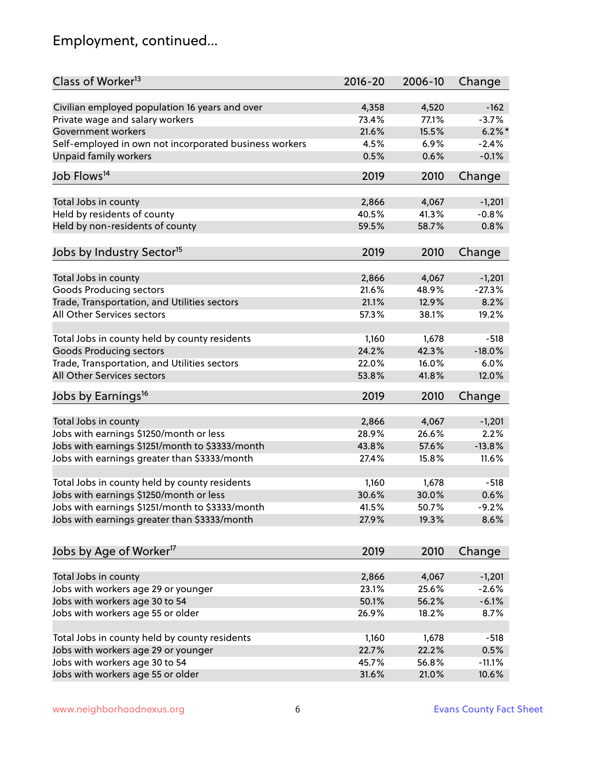## Employment, continued...

| Class of Worker[13] | 2016-20 | 2006-10 | Change |
|---|---|---|---|
| Civilian employed population 16 years and over | 4,358 | 4,520 | -162 |
| Private wage and salary workers | 73.4% | 77.1% | -3.7% |
| Government workers | 21.6% | 15.5% | 6.2%* |
| Self-employed in own not incorporated business workers | 4.5% | 6.9% | -2.4% |
| Unpaid family workers | 0.5% | 0.6% | -0.1% |

| Job Flows[14] | 2019 | 2010 | Change |
|---|---|---|---|
| Total Jobs in county | 2,866 | 4,067 | -1,201 |
| Held by residents of county | 40.5% | 41.3% | -0.8% |
| Held by non-residents of county | 59.5% | 58.7% | 0.8% |

| Jobs by Industry Sector[15] | 2019 | 2010 | Change |
|---|---|---|---|
| Total Jobs in county | 2,866 | 4,067 | -1,201 |
| Goods Producing sectors | 21.6% | 48.9% | -27.3% |
| Trade, Transportation, and Utilities sectors | 21.1% | 12.9% | 8.2% |
| All Other Services sectors | 57.3% | 38.1% | 19.2% |
| | | | |
| Total Jobs in county held by county residents | 1,160 | 1,678 | -518 |
| Goods Producing sectors | 24.2% | 42.3% | -18.0% |
| Trade, Transportation, and Utilities sectors | 22.0% | 16.0% | 6.0% |
| All Other Services sectors | 53.8% | 41.8% | 12.0% |

| Jobs by Earnings[16] | 2019 | 2010 | Change |
|---|---|---|---|
| Total Jobs in county | 2,866 | 4,067 | -1,201 |
| Jobs with earnings $1250/month or less | 28.9% | 26.6% | 2.2% |
| Jobs with earnings $1251/month to $3333/month | 43.8% | 57.6% | -13.8% |
| Jobs with earnings greater than $3333/month | 27.4% | 15.8% | 11.6% |
| | | | |
| Total Jobs in county held by county residents | 1,160 | 1,678 | -518 |
| Jobs with earnings $1250/month or less | 30.6% | 30.0% | 0.6% |
| Jobs with earnings $1251/month to $3333/month | 41.5% | 50.7% | -9.2% |
| Jobs with earnings greater than $3333/month | 27.9% | 19.3% | 8.6% |

| Jobs by Age of Worker[17] | 2019 | 2010 | Change |
|---|---|---|---|
| Total Jobs in county | 2,866 | 4,067 | -1,201 |
| Jobs with workers age 29 or younger | 23.1% | 25.6% | -2.6% |
| Jobs with workers age 30 to 54 | 50.1% | 56.2% | -6.1% |
| Jobs with workers age 55 or older | 26.9% | 18.2% | 8.7% |
| | | | |
| Total Jobs in county held by county residents | 1,160 | 1,678 | -518 |
| Jobs with workers age 29 or younger | 22.7% | 22.2% | 0.5% |
| Jobs with workers age 30 to 54 | 45.7% | 56.8% | -11.1% |
| Jobs with workers age 55 or older | 31.6% | 21.0% | 10.6% |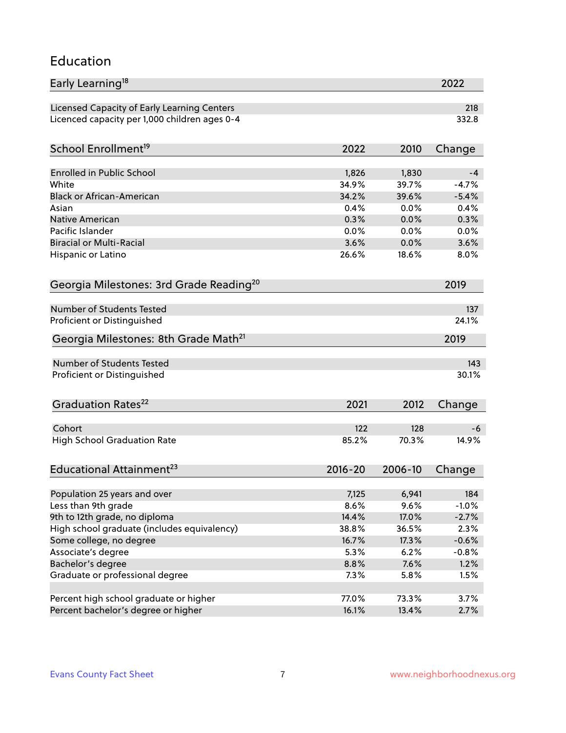# Education

| Early Learning[18] | 2022 |
|---|---|
| Licensed Capacity of Early Learning Centers | 218 |
| Licenced capacity per 1,000 children ages 0-4 | 332.8 |

| School Enrollment[19] | 2022 | 2010 | Change |
|---|---|---|---|
| Enrolled in Public School | 1,826 | 1,830 | -4 |
| White | 34.9% | 39.7% | -4.7% |
| Black or African-American | 34.2% | 39.6% | -5.4% |
| Asian | 0.4% | 0.0% | 0.4% |
| Native American | 0.3% | 0.0% | 0.3% |
| Pacific Islander | 0.0% | 0.0% | 0.0% |
| Biracial or Multi-Racial | 3.6% | 0.0% | 3.6% |
| Hispanic or Latino | 26.6% | 18.6% | 8.0% |

| Georgia Milestones: 3rd Grade Reading[20] | 2019 |
|---|---|
| Number of Students Tested | 137 |
| Proficient or Distinguished | 24.1% |

| Georgia Milestones: 8th Grade Math[21] | 2019 |
|---|---|
| Number of Students Tested | 143 |
| Proficient or Distinguished | 30.1% |

| Graduation Rates[22] | 2021 | 2012 | Change |
|---|---|---|---|
| Cohort | 122 | 128 | -6 |
| High School Graduation Rate | 85.2% | 70.3% | 14.9% |

| Educational Attainment[23] | 2016-20 | 2006-10 | Change |
|---|---|---|---|
| Population 25 years and over | 7,125 | 6,941 | 184 |
| Less than 9th grade | 8.6% | 9.6% | -1.0% |
| 9th to 12th grade, no diploma | 14.4% | 17.0% | -2.7% |
| High school graduate (includes equivalency) | 38.8% | 36.5% | 2.3% |
| Some college, no degree | 16.7% | 17.3% | -0.6% |
| Associate's degree | 5.3% | 6.2% | -0.8% |
| Bachelor's degree | 8.8% | 7.6% | 1.2% |
| Graduate or professional degree | 7.3% | 5.8% | 1.5% |
| | | | |
| Percent high school graduate or higher | 77.0% | 73.3% | 3.7% |
| Percent bachelor's degree or higher | 16.1% | 13.4% | 2.7% |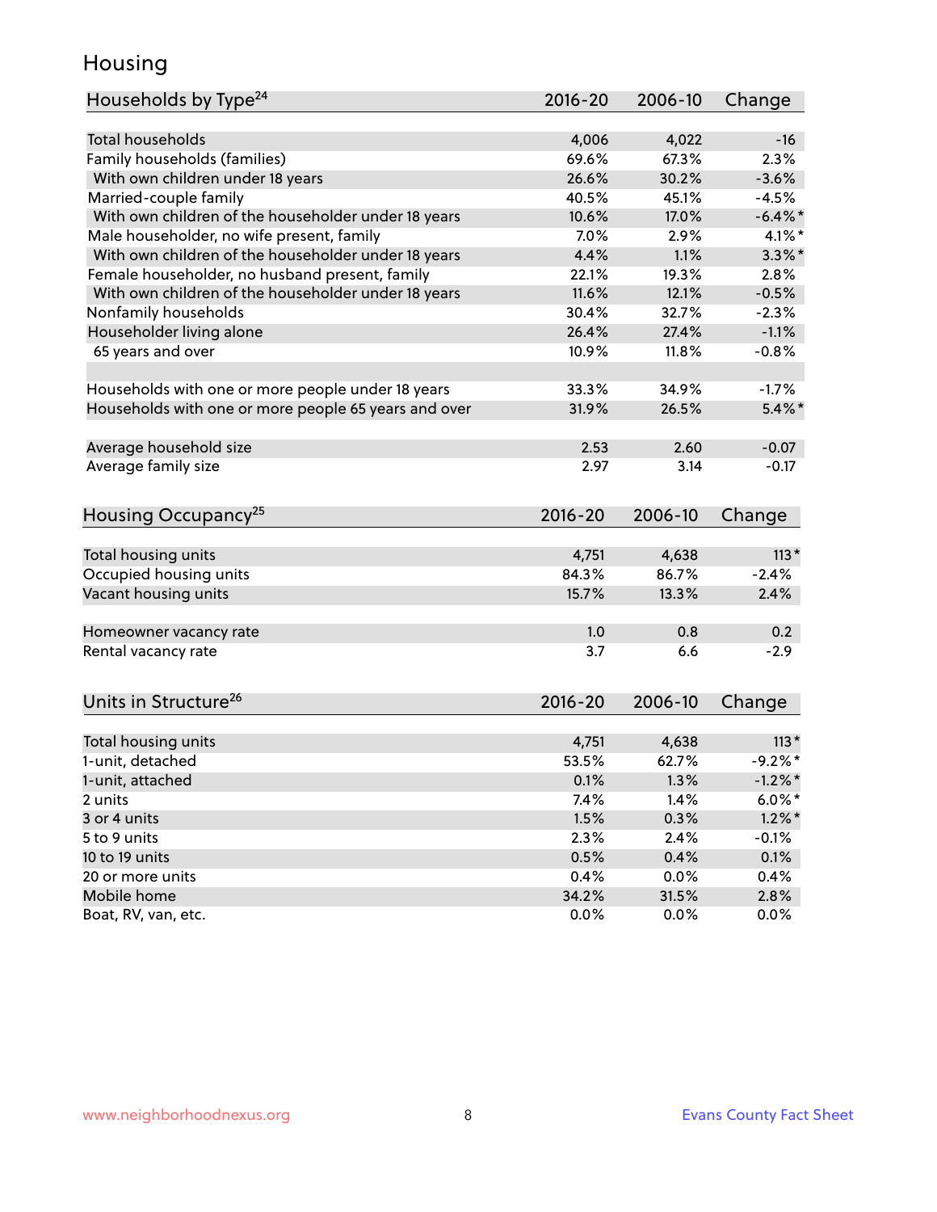# Housing

| Households by Type[24] | 2016-20 | 2006-10 | Change |
|---|---|---|---|
| Total households | 4,006 | 4,022 | -16 |
| Family households (families) | 69.6% | 67.3% | 2.3% |
| With own children under 18 years | 26.6% | 30.2% | -3.6% |
| Married-couple family | 40.5% | 45.1% | -4.5% |
| With own children of the householder under 18 years | 10.6% | 17.0% | -6.4%* |
| Male householder, no wife present, family | 7.0% | 2.9% | 4.1%* |
| With own children of the householder under 18 years | 4.4% | 1.1% | 3.3%* |
| Female householder, no husband present, family | 22.1% | 19.3% | 2.8% |
| With own children of the householder under 18 years | 11.6% | 12.1% | -0.5% |
| Nonfamily households | 30.4% | 32.7% | -2.3% |
| Householder living alone | 26.4% | 27.4% | -1.1% |
| 65 years and over | 10.9% | 11.8% | -0.8% |
| | | | |
| Households with one or more people under 18 years | 33.3% | 34.9% | -1.7% |
| Households with one or more people 65 years and over | 31.9% | 26.5% | 5.4%* |
| | | | |
| Average household size | 2.53 | 2.60 | -0.07 |
| Average family size | 2.97 | 3.14 | -0.17 |

| Housing Occupancy[25] | 2016-20 | 2006-10 | Change |
|---|---|---|---|
| Total housing units | 4,751 | 4,638 | 113* |
| Occupied housing units | 84.3% | 86.7% | -2.4% |
| Vacant housing units | 15.7% | 13.3% | 2.4% |
| | | | |
| Homeowner vacancy rate | 1.0 | 0.8 | 0.2 |
| Rental vacancy rate | 3.7 | 6.6 | -2.9 |

| Units in Structure[26] | 2016-20 | 2006-10 | Change |
|---|---|---|---|
| Total housing units | 4,751 | 4,638 | 113* |
| 1-unit, detached | 53.5% | 62.7% | -9.2%* |
| 1-unit, attached | 0.1% | 1.3% | -1.2%* |
| 2 units | 7.4% | 1.4% | 6.0%* |
| 3 or 4 units | 1.5% | 0.3% | 1.2%* |
| 5 to 9 units | 2.3% | 2.4% | -0.1% |
| 10 to 19 units | 0.5% | 0.4% | 0.1% |
| 20 or more units | 0.4% | 0.0% | 0.4% |
| Mobile home | 34.2% | 31.5% | 2.8% |
| Boat, RV, van, etc. | 0.0% | 0.0% | 0.0% |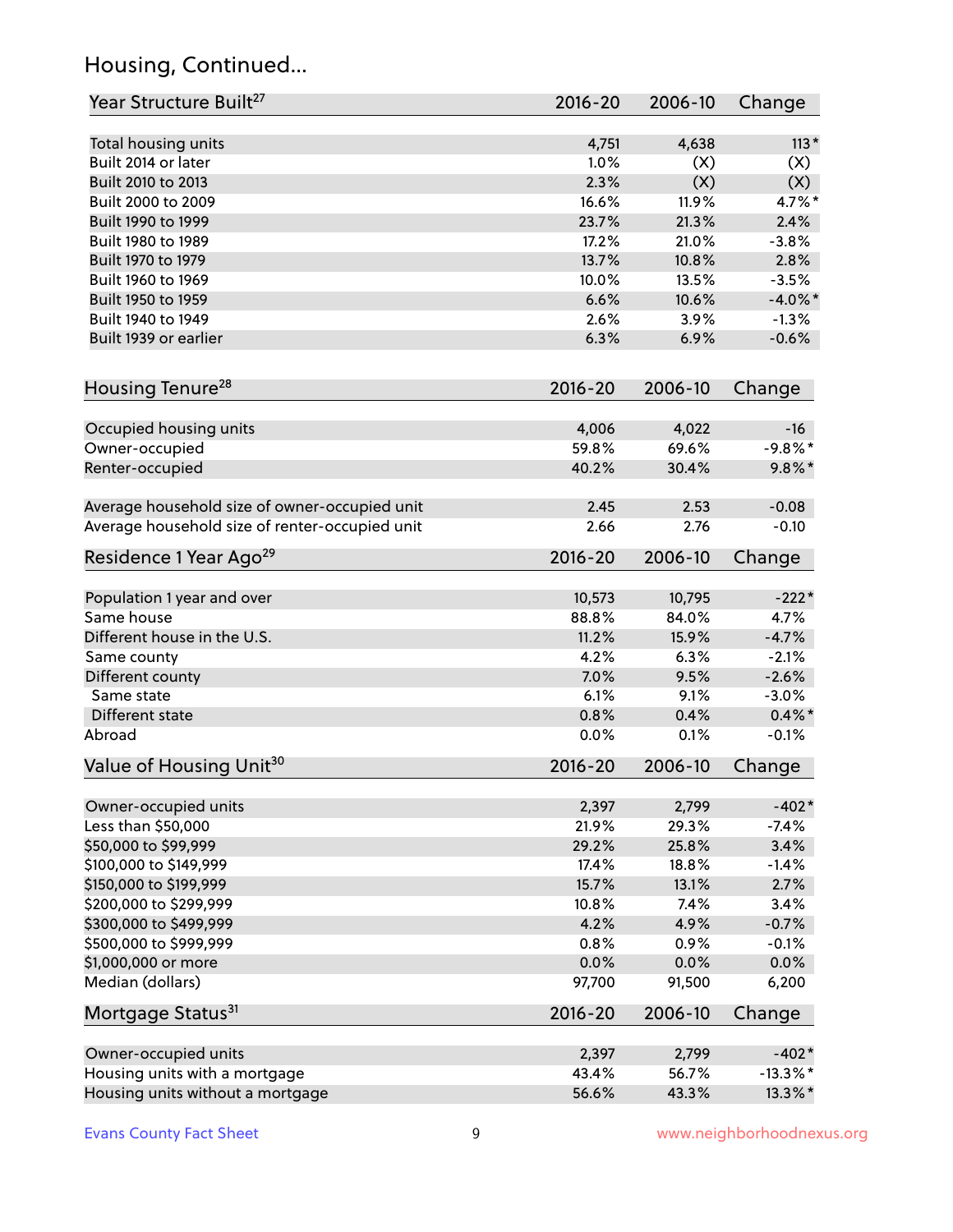## Housing, Continued...

| Year Structure Built[27] | 2016-20 | 2006-10 | Change |
|---|---|---|---|
| Total housing units | 4,751 | 4,638 | 113* |
| Built 2014 or later | 1.0% | (X) | (X) |
| Built 2010 to 2013 | 2.3% | (X) | (X) |
| Built 2000 to 2009 | 16.6% | 11.9% | 4.7%* |
| Built 1990 to 1999 | 23.7% | 21.3% | 2.4% |
| Built 1980 to 1989 | 17.2% | 21.0% | -3.8% |
| Built 1970 to 1979 | 13.7% | 10.8% | 2.8% |
| Built 1960 to 1969 | 10.0% | 13.5% | -3.5% |
| Built 1950 to 1959 | 6.6% | 10.6% | -4.0%* |
| Built 1940 to 1949 | 2.6% | 3.9% | -1.3% |
| Built 1939 or earlier | 6.3% | 6.9% | -0.6% |

| Housing Tenure[28] | 2016-20 | 2006-10 | Change |
|---|---|---|---|
| Occupied housing units | 4,006 | 4,022 | -16 |
| Owner-occupied | 59.8% | 69.6% | -9.8%* |
| Renter-occupied | 40.2% | 30.4% | 9.8%* |
| Average household size of owner-occupied unit | 2.45 | 2.53 | -0.08 |
| Average household size of renter-occupied unit | 2.66 | 2.76 | -0.10 |

| Residence 1 Year Ago[29] | 2016-20 | 2006-10 | Change |
|---|---|---|---|
| Population 1 year and over | 10,573 | 10,795 | -222* |
| Same house | 88.8% | 84.0% | 4.7% |
| Different house in the U.S. | 11.2% | 15.9% | -4.7% |
| Same county | 4.2% | 6.3% | -2.1% |
| Different county | 7.0% | 9.5% | -2.6% |
| Same state | 6.1% | 9.1% | -3.0% |
| Different state | 0.8% | 0.4% | 0.4%* |
| Abroad | 0.0% | 0.1% | -0.1% |

| Value of Housing Unit[30] | 2016-20 | 2006-10 | Change |
|---|---|---|---|
| Owner-occupied units | 2,397 | 2,799 | -402* |
| Less than $50,000 | 21.9% | 29.3% | -7.4% |
| $50,000 to $99,999 | 29.2% | 25.8% | 3.4% |
| $100,000 to $149,999 | 17.4% | 18.8% | -1.4% |
| $150,000 to $199,999 | 15.7% | 13.1% | 2.7% |
| $200,000 to $299,999 | 10.8% | 7.4% | 3.4% |
| $300,000 to $499,999 | 4.2% | 4.9% | -0.7% |
| $500,000 to $999,999 | 0.8% | 0.9% | -0.1% |
| $1,000,000 or more | 0.0% | 0.0% | 0.0% |
| Median (dollars) | 97,700 | 91,500 | 6,200 |

| Mortgage Status[31] | 2016-20 | 2006-10 | Change |
|---|---|---|---|
| Owner-occupied units | 2,397 | 2,799 | -402* |
| Housing units with a mortgage | 43.4% | 56.7% | -13.3%* |
| Housing units without a mortgage | 56.6% | 43.3% | 13.3%* |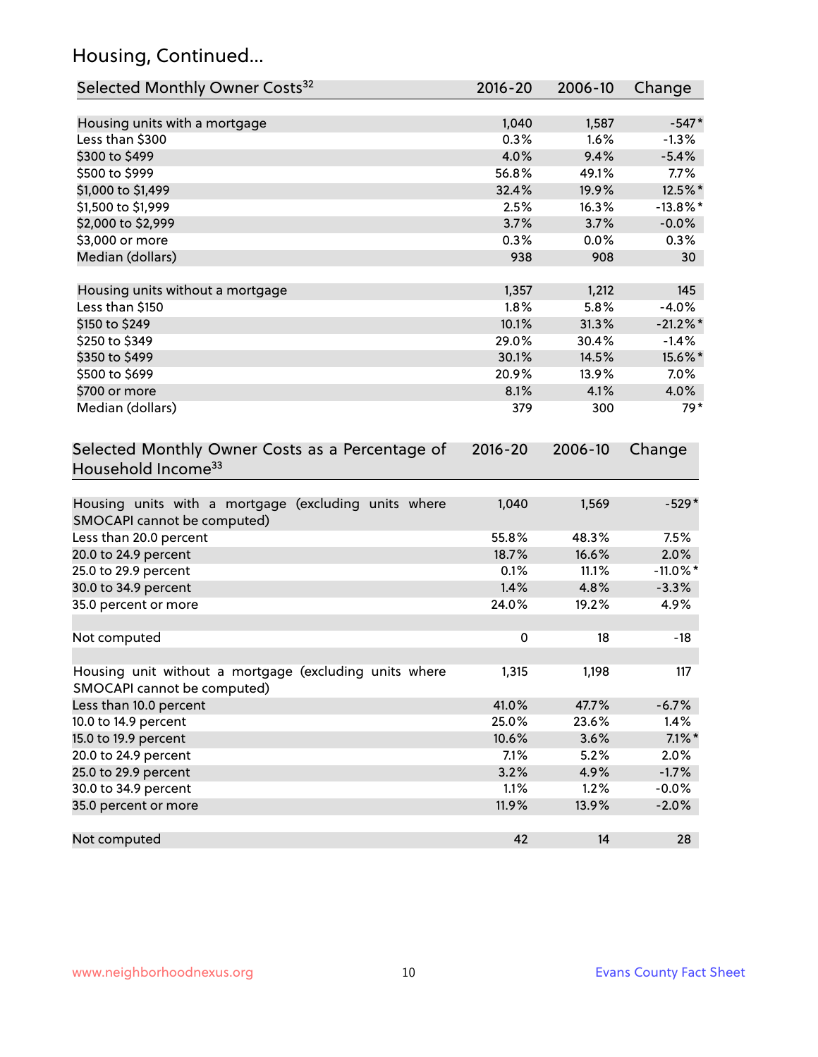## Housing, Continued...

| Selected Monthly Owner Costs[32] | 2016-20 | 2006-10 | Change |
|---|---|---|---|
| Housing units with a mortgage | 1,040 | 1,587 | -547* |
| Less than $300 | 0.3% | 1.6% | -1.3% |
| $300 to $499 | 4.0% | 9.4% | -5.4% |
| $500 to $999 | 56.8% | 49.1% | 7.7% |
| $1,000 to $1,499 | 32.4% | 19.9% | 12.5%* |
| $1,500 to $1,999 | 2.5% | 16.3% | -13.8%* |
| $2,000 to $2,999 | 3.7% | 3.7% | -0.0% |
| $3,000 or more | 0.3% | 0.0% | 0.3% |
| Median (dollars) | 938 | 908 | 30 |
| | | | |
| Housing units without a mortgage | 1,357 | 1,212 | 145 |
| Less than $150 | 1.8% | 5.8% | -4.0% |
| $150 to $249 | 10.1% | 31.3% | -21.2%* |
| $250 to $349 | 29.0% | 30.4% | -1.4% |
| $350 to $499 | 30.1% | 14.5% | 15.6%* |
| $500 to $699 | 20.9% | 13.9% | 7.0% |
| $700 or more | 8.1% | 4.1% | 4.0% |
| Median (dollars) | 379 | 300 | 79* |

| Selected Monthly Owner Costs as a Percentage of Household Income[33] | 2016-20 | 2006-10 | Change |
|---|---|---|---|
| Housing units with a mortgage (excluding units where SMOCAPI cannot be computed) | 1,040 | 1,569 | -529* |
| Less than 20.0 percent | 55.8% | 48.3% | 7.5% |
| 20.0 to 24.9 percent | 18.7% | 16.6% | 2.0% |
| 25.0 to 29.9 percent | 0.1% | 11.1% | -11.0%* |
| 30.0 to 34.9 percent | 1.4% | 4.8% | -3.3% |
| 35.0 percent or more | 24.0% | 19.2% | 4.9% |
| | | | |
| Not computed | 0 | 18 | -18 |
| | | | |
| Housing unit without a mortgage (excluding units where SMOCAPI cannot be computed) | 1,315 | 1,198 | 117 |
| Less than 10.0 percent | 41.0% | 47.7% | -6.7% |
| 10.0 to 14.9 percent | 25.0% | 23.6% | 1.4% |
| 15.0 to 19.9 percent | 10.6% | 3.6% | 7.1%* |
| 20.0 to 24.9 percent | 7.1% | 5.2% | 2.0% |
| 25.0 to 29.9 percent | 3.2% | 4.9% | -1.7% |
| 30.0 to 34.9 percent | 1.1% | 1.2% | -0.0% |
| 35.0 percent or more | 11.9% | 13.9% | -2.0% |
| | | | |
| Not computed | 42 | 14 | 28 |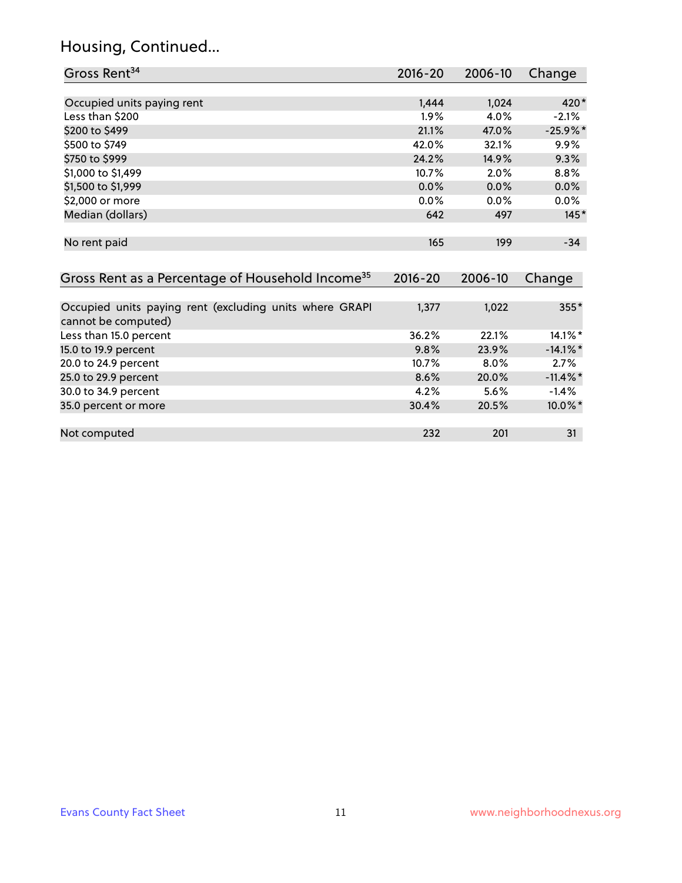## Housing, Continued...

| Gross Rent[34] | 2016-20 | 2006-10 | Change |
|---|---|---|---|
| Occupied units paying rent | 1,444 | 1,024 | 420* |
| Less than $200 | 1.9% | 4.0% | -2.1% |
| $200 to $499 | 21.1% | 47.0% | -25.9%* |
| $500 to $749 | 42.0% | 32.1% | 9.9% |
| $750 to $999 | 24.2% | 14.9% | 9.3% |
| $1,000 to $1,499 | 10.7% | 2.0% | 8.8% |
| $1,500 to $1,999 | 0.0% | 0.0% | 0.0% |
| $2,000 or more | 0.0% | 0.0% | 0.0% |
| Median (dollars) | 642 | 497 | 145* |
| No rent paid | 165 | 199 | -34 |

| Gross Rent as a Percentage of Household Income[35] | 2016-20 | 2006-10 | Change |
|---|---|---|---|
| Occupied units paying rent (excluding units where GRAPI cannot be computed) | 1,377 | 1,022 | 355* |
| Less than 15.0 percent | 36.2% | 22.1% | 14.1%* |
| 15.0 to 19.9 percent | 9.8% | 23.9% | -14.1%* |
| 20.0 to 24.9 percent | 10.7% | 8.0% | 2.7% |
| 25.0 to 29.9 percent | 8.6% | 20.0% | -11.4%* |
| 30.0 to 34.9 percent | 4.2% | 5.6% | -1.4% |
| 35.0 percent or more | 30.4% | 20.5% | 10.0%* |
| Not computed | 232 | 201 | 31 |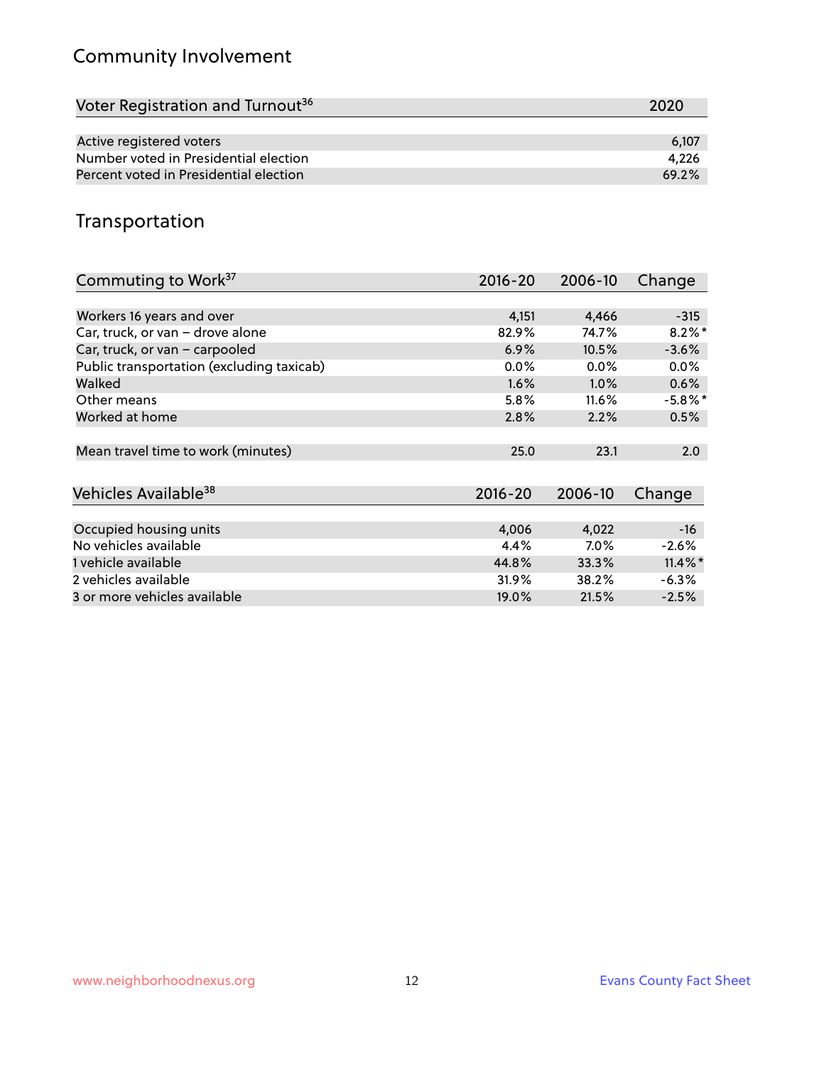## Community Involvement

| Voter Registration and Turnout[36] | 2020 |
|---|---|
| Active registered voters | 6,107 |
| Number voted in Presidential election | 4,226 |
| Percent voted in Presidential election | 69.2% |

## Transportation

| Commuting to Work[37] | 2016-20 | 2006-10 | Change |
|---|---|---|---|
| Workers 16 years and over | 4,151 | 4,466 | -315 |
| Car, truck, or van – drove alone | 82.9% | 74.7% | 8.2%* |
| Car, truck, or van – carpooled | 6.9% | 10.5% | -3.6% |
| Public transportation (excluding taxicab) | 0.0% | 0.0% | 0.0% |
| Walked | 1.6% | 1.0% | 0.6% |
| Other means | 5.8% | 11.6% | -5.8%* |
| Worked at home | 2.8% | 2.2% | 0.5% |
| Mean travel time to work (minutes) | 25.0 | 23.1 | 2.0 |

| Vehicles Available[38] | 2016-20 | 2006-10 | Change |
|---|---|---|---|
| Occupied housing units | 4,006 | 4,022 | -16 |
| No vehicles available | 4.4% | 7.0% | -2.6% |
| 1 vehicle available | 44.8% | 33.3% | 11.4%* |
| 2 vehicles available | 31.9% | 38.2% | -6.3% |
| 3 or more vehicles available | 19.0% | 21.5% | -2.5% |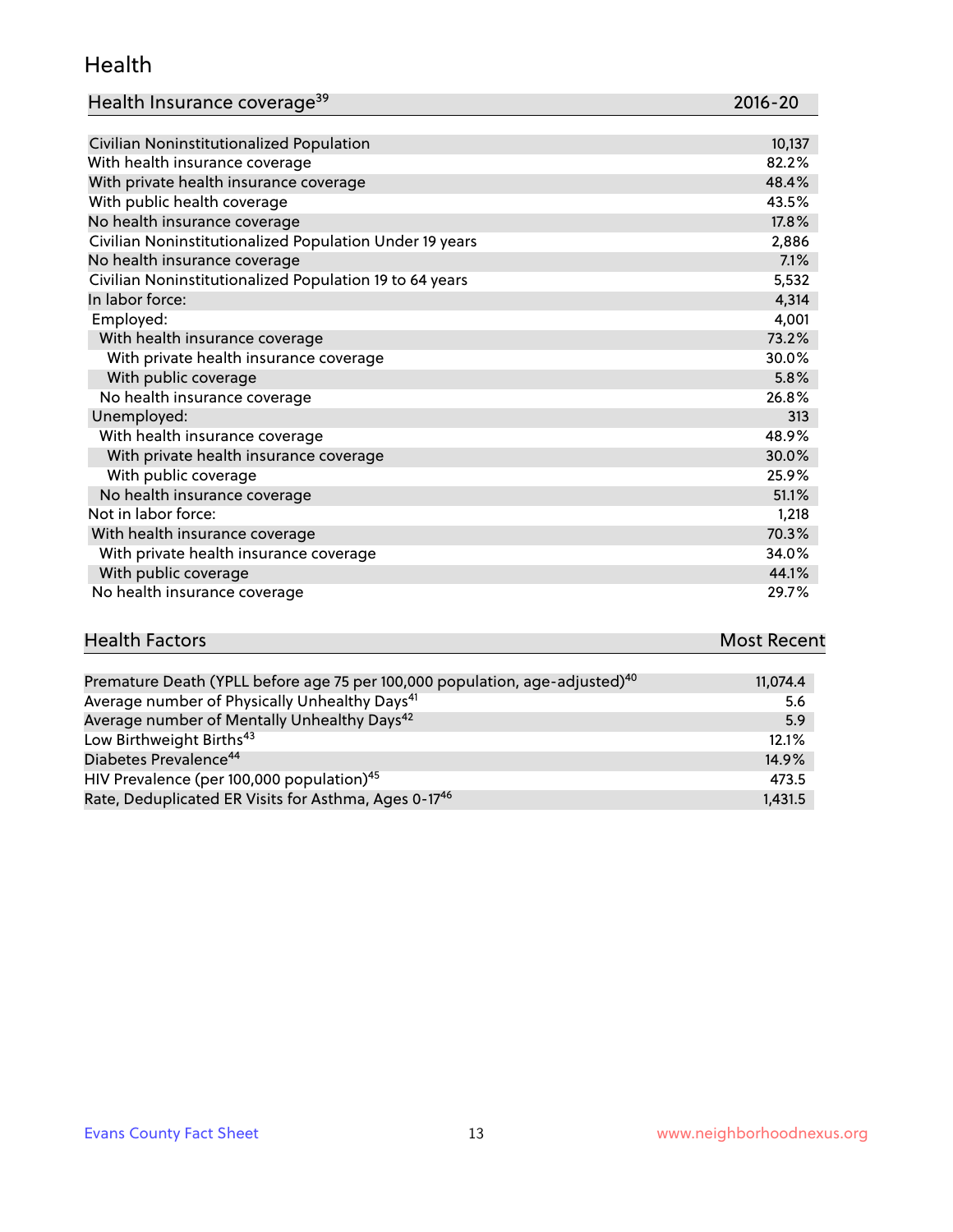## Health

| Health Insurance coverage[39] | 2016-20 |
| --- | --- |
| Civilian Noninstitutionalized Population | 10,137 |
| With health insurance coverage | 82.2% |
| With private health insurance coverage | 48.4% |
| With public health coverage | 43.5% |
| No health insurance coverage | 17.8% |
| Civilian Noninstitutionalized Population Under 19 years | 2,886 |
| No health insurance coverage | 7.1% |
| Civilian Noninstitutionalized Population 19 to 64 years | 5,532 |
| In labor force: | 4,314 |
| Employed: | 4,001 |
| With health insurance coverage | 73.2% |
| With private health insurance coverage | 30.0% |
| With public coverage | 5.8% |
| No health insurance coverage | 26.8% |
| Unemployed: | 313 |
| With health insurance coverage | 48.9% |
| With private health insurance coverage | 30.0% |
| With public coverage | 25.9% |
| No health insurance coverage | 51.1% |
| Not in labor force: | 1,218 |
| With health insurance coverage | 70.3% |
| With private health insurance coverage | 34.0% |
| With public coverage | 44.1% |
| No health insurance coverage | 29.7% |

| Health Factors | Most Recent |
| --- | --- |
| Premature Death (YPLL before age 75 per 100,000 population, age-adjusted)[40] | 11,074.4 |
| Average number of Physically Unhealthy Days[41] | 5.6 |
| Average number of Mentally Unhealthy Days[42] | 5.9 |
| Low Birthweight Births[43] | 12.1% |
| Diabetes Prevalence[44] | 14.9% |
| HIV Prevalence (per 100,000 population)[45] | 473.5 |
| Rate, Deduplicated ER Visits for Asthma, Ages 0-17[46] | 1,431.5 |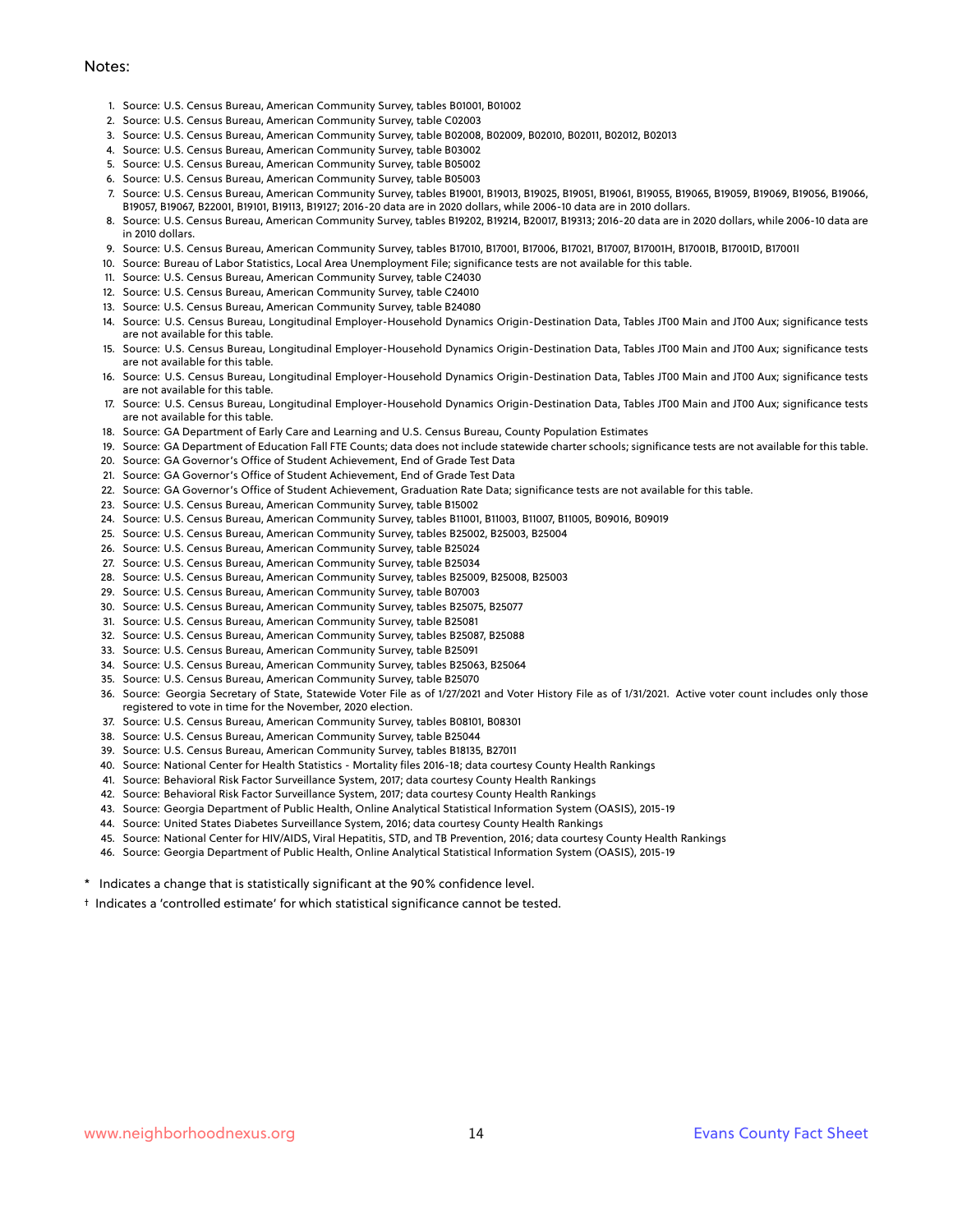Notes:

1. Source: U.S. Census Bureau, American Community Survey, tables B01001, B01002
2. Source: U.S. Census Bureau, American Community Survey, table C02003
3. Source: U.S. Census Bureau, American Community Survey, table B02008, B02009, B02010, B02011, B02012, B02013
4. Source: U.S. Census Bureau, American Community Survey, table B03002
5. Source: U.S. Census Bureau, American Community Survey, table B05002
6. Source: U.S. Census Bureau, American Community Survey, table B05003
7. Source: U.S. Census Bureau, American Community Survey, tables B19001, B19013, B19025, B19051, B19061, B19055, B19065, B19059, B19069, B19056, B19066, B19057, B19067, B22001, B19101, B19113, B19127; 2016-20 data are in 2020 dollars, while 2006-10 data are in 2010 dollars.
8. Source: U.S. Census Bureau, American Community Survey, tables B19202, B19214, B20017, B19313; 2016-20 data are in 2020 dollars, while 2006-10 data are in 2010 dollars.
9. Source: U.S. Census Bureau, American Community Survey, tables B17010, B17001, B17006, B17021, B17007, B17001H, B17001B, B17001D, B17001I
10. Source: Bureau of Labor Statistics, Local Area Unemployment File; significance tests are not available for this table.
11. Source: U.S. Census Bureau, American Community Survey, table C24030
12. Source: U.S. Census Bureau, American Community Survey, table C24010
13. Source: U.S. Census Bureau, American Community Survey, table B24080
14. Source: U.S. Census Bureau, Longitudinal Employer-Household Dynamics Origin-Destination Data, Tables JT00 Main and JT00 Aux; significance tests are not available for this table.
15. Source: U.S. Census Bureau, Longitudinal Employer-Household Dynamics Origin-Destination Data, Tables JT00 Main and JT00 Aux; significance tests are not available for this table.
16. Source: U.S. Census Bureau, Longitudinal Employer-Household Dynamics Origin-Destination Data, Tables JT00 Main and JT00 Aux; significance tests are not available for this table.
17. Source: U.S. Census Bureau, Longitudinal Employer-Household Dynamics Origin-Destination Data, Tables JT00 Main and JT00 Aux; significance tests are not available for this table.
18. Source: GA Department of Early Care and Learning and U.S. Census Bureau, County Population Estimates
19. Source: GA Department of Education Fall FTE Counts; data does not include statewide charter schools; significance tests are not available for this table.
20. Source: GA Governor's Office of Student Achievement, End of Grade Test Data
21. Source: GA Governor's Office of Student Achievement, End of Grade Test Data
22. Source: GA Governor's Office of Student Achievement, Graduation Rate Data; significance tests are not available for this table.
23. Source: U.S. Census Bureau, American Community Survey, table B15002
24. Source: U.S. Census Bureau, American Community Survey, tables B11001, B11003, B11007, B11005, B09016, B09019
25. Source: U.S. Census Bureau, American Community Survey, tables B25002, B25003, B25004
26. Source: U.S. Census Bureau, American Community Survey, table B25024
27. Source: U.S. Census Bureau, American Community Survey, table B25034
28. Source: U.S. Census Bureau, American Community Survey, tables B25009, B25008, B25003
29. Source: U.S. Census Bureau, American Community Survey, table B07003
30. Source: U.S. Census Bureau, American Community Survey, tables B25075, B25077
31. Source: U.S. Census Bureau, American Community Survey, table B25081
32. Source: U.S. Census Bureau, American Community Survey, tables B25087, B25088
33. Source: U.S. Census Bureau, American Community Survey, table B25091
34. Source: U.S. Census Bureau, American Community Survey, tables B25063, B25064
35. Source: U.S. Census Bureau, American Community Survey, table B25070
36. Source: Georgia Secretary of State, Statewide Voter File as of 1/27/2021 and Voter History File as of 1/31/2021. Active voter count includes only those registered to vote in time for the November, 2020 election.
37. Source: U.S. Census Bureau, American Community Survey, tables B08101, B08301
38. Source: U.S. Census Bureau, American Community Survey, table B25044
39. Source: U.S. Census Bureau, American Community Survey, tables B18135, B27011
40. Source: National Center for Health Statistics - Mortality files 2016-18; data courtesy County Health Rankings
41. Source: Behavioral Risk Factor Surveillance System, 2017; data courtesy County Health Rankings
42. Source: Behavioral Risk Factor Surveillance System, 2017; data courtesy County Health Rankings
43. Source: Georgia Department of Public Health, Online Analytical Statistical Information System (OASIS), 2015-19
44. Source: United States Diabetes Surveillance System, 2016; data courtesy County Health Rankings
45. Source: National Center for HIV/AIDS, Viral Hepatitis, STD, and TB Prevention, 2016; data courtesy County Health Rankings
46. Source: Georgia Department of Public Health, Online Analytical Statistical Information System (OASIS), 2015-19

\* Indicates a change that is statistically significant at the 90% confidence level.

† Indicates a 'controlled estimate' for which statistical significance cannot be tested.